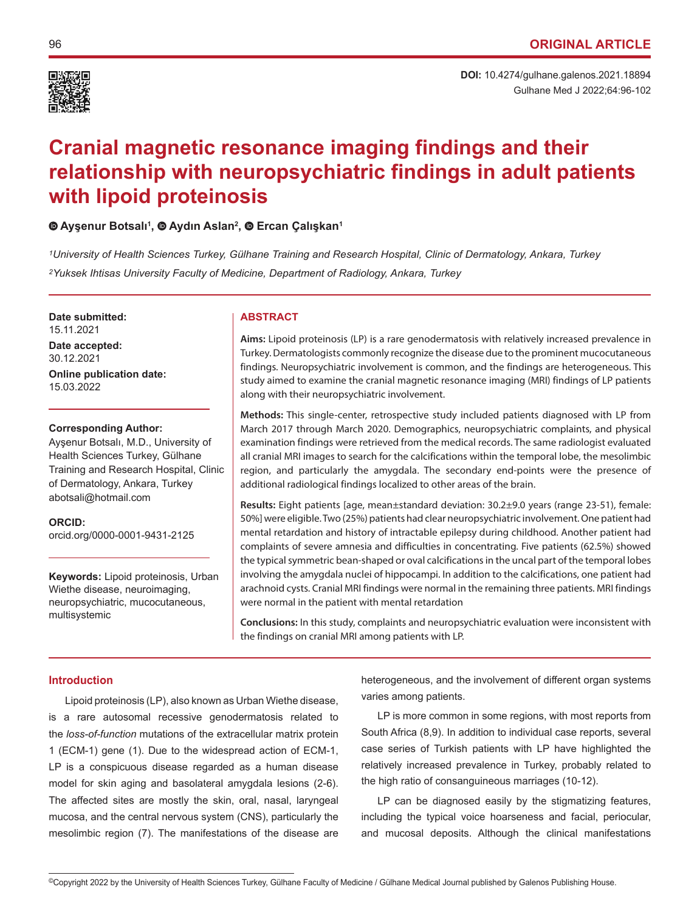ORIGINAL ARTICLE

**DOI:** 10.4274/gulhane.galenos.2021.18894

# Cranial magnetic resonance imaging findings and their relationship with neuropsychiatric findings in adult patients with lipoid proteinosis

**Ayşenur Botsalı[1], Aydın Aslan[2], Ercan Çalışkan[1]**

*[1]University of Health Sciences Turkey, Gülhane Training and Research Hospital, Clinic of Dermatology, Ankara, Turkey*

*[2]Yuksek Ihtisas University Faculty of Medicine, Department of Radiology, Ankara, Turkey*

**Date submitted:**
15.11.2021

**Date accepted:**
30.12.2021

**Online publication date:**
15.03.2022

**Corresponding Author:**
Ayşenur Botsalı, M.D., University of Health Sciences Turkey, Gülhane Training and Research Hospital, Clinic of Dermatology, Ankara, Turkey
abotsali@hotmail.com

**ORCID:**
orcid.org/0000-0001-9431-2125

**Keywords:** Lipoid proteinosis, Urban Wiethe disease, neuroimaging, neuropsychiatric, mucocutaneous, multisystemic

## ABSTRACT

**Aims:** Lipoid proteinosis (LP) is a rare genodermatosis with relatively increased prevalence in Turkey. Dermatologists commonly recognize the disease due to the prominent mucocutaneous findings. Neuropsychiatric involvement is common, and the findings are heterogeneous. This study aimed to examine the cranial magnetic resonance imaging (MRI) findings of LP patients along with their neuropsychiatric involvement.

**Methods:** This single-center, retrospective study included patients diagnosed with LP from March 2017 through March 2020. Demographics, neuropsychiatric complaints, and physical examination findings were retrieved from the medical records. The same radiologist evaluated all cranial MRI images to search for the calcifications within the temporal lobe, the mesolimbic region, and particularly the amygdala. The secondary end-points were the presence of additional radiological findings localized to other areas of the brain.

**Results:** Eight patients [age, mean±standard deviation: 30.2±9.0 years (range 23-51), female: 50%] were eligible. Two (25%) patients had clear neuropsychiatric involvement. One patient had mental retardation and history of intractable epilepsy during childhood. Another patient had complaints of severe amnesia and difficulties in concentrating. Five patients (62.5%) showed the typical symmetric bean-shaped or oval calcifications in the uncal part of the temporal lobes involving the amygdala nuclei of hippocampi. In addition to the calcifications, one patient had arachnoid cysts. Cranial MRI findings were normal in the remaining three patients. MRI findings were normal in the patient with mental retardation

**Conclusions:** In this study, complaints and neuropsychiatric evaluation were inconsistent with the findings on cranial MRI among patients with LP.

## Introduction

Lipoid proteinosis (LP), also known as Urban Wiethe disease, is a rare autosomal recessive genodermatosis related to the *loss-of-function* mutations of the extracellular matrix protein 1 (ECM-1) gene (1). Due to the widespread action of ECM-1, LP is a conspicuous disease regarded as a human disease model for skin aging and basolateral amygdala lesions (2-6). The affected sites are mostly the skin, oral, nasal, laryngeal mucosa, and the central nervous system (CNS), particularly the mesolimbic region (7). The manifestations of the disease are heterogeneous, and the involvement of different organ systems varies among patients.

LP is more common in some regions, with most reports from South Africa (8,9). In addition to individual case reports, several case series of Turkish patients with LP have highlighted the relatively increased prevalence in Turkey, probably related to the high ratio of consanguineous marriages (10-12).

LP can be diagnosed easily by the stigmatizing features, including the typical voice hoarseness and facial, periocular, and mucosal deposits. Although the clinical manifestations

©Copyright 2022 by the University of Health Sciences Turkey, Gülhane Faculty of Medicine / Gülhane Medical Journal published by Galenos Publishing House.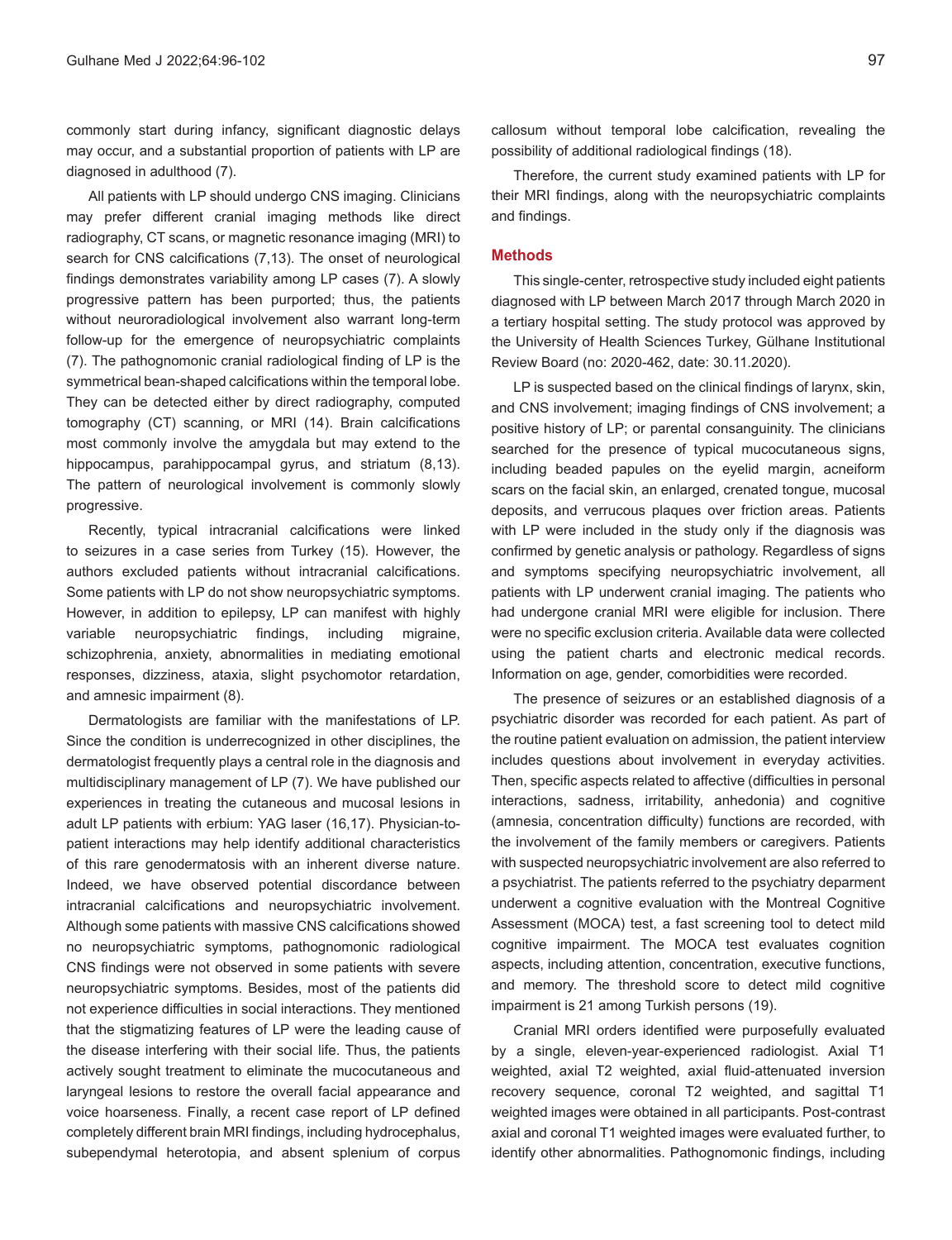commonly start during infancy, significant diagnostic delays may occur, and a substantial proportion of patients with LP are diagnosed in adulthood (7).

All patients with LP should undergo CNS imaging. Clinicians may prefer different cranial imaging methods like direct radiography, CT scans, or magnetic resonance imaging (MRI) to search for CNS calcifications (7,13). The onset of neurological findings demonstrates variability among LP cases (7). A slowly progressive pattern has been purported; thus, the patients without neuroradiological involvement also warrant long-term follow-up for the emergence of neuropsychiatric complaints (7). The pathognomonic cranial radiological finding of LP is the symmetrical bean-shaped calcifications within the temporal lobe. They can be detected either by direct radiography, computed tomography (CT) scanning, or MRI (14). Brain calcifications most commonly involve the amygdala but may extend to the hippocampus, parahippocampal gyrus, and striatum (8,13). The pattern of neurological involvement is commonly slowly progressive.

Recently, typical intracranial calcifications were linked to seizures in a case series from Turkey (15). However, the authors excluded patients without intracranial calcifications. Some patients with LP do not show neuropsychiatric symptoms. However, in addition to epilepsy, LP can manifest with highly variable neuropsychiatric findings, including migraine, schizophrenia, anxiety, abnormalities in mediating emotional responses, dizziness, ataxia, slight psychomotor retardation, and amnesic impairment (8).

Dermatologists are familiar with the manifestations of LP. Since the condition is underrecognized in other disciplines, the dermatologist frequently plays a central role in the diagnosis and multidisciplinary management of LP (7). We have published our experiences in treating the cutaneous and mucosal lesions in adult LP patients with erbium: YAG laser (16,17). Physician-to-patient interactions may help identify additional characteristics of this rare genodermatosis with an inherent diverse nature. Indeed, we have observed potential discordance between intracranial calcifications and neuropsychiatric involvement. Although some patients with massive CNS calcifications showed no neuropsychiatric symptoms, pathognomonic radiological CNS findings were not observed in some patients with severe neuropsychiatric symptoms. Besides, most of the patients did not experience difficulties in social interactions. They mentioned that the stigmatizing features of LP were the leading cause of the disease interfering with their social life. Thus, the patients actively sought treatment to eliminate the mucocutaneous and laryngeal lesions to restore the overall facial appearance and voice hoarseness. Finally, a recent case report of LP defined completely different brain MRI findings, including hydrocephalus, subependymal heterotopia, and absent splenium of corpus callosum without temporal lobe calcification, revealing the possibility of additional radiological findings (18).

Therefore, the current study examined patients with LP for their MRI findings, along with the neuropsychiatric complaints and findings.

## Methods

This single-center, retrospective study included eight patients diagnosed with LP between March 2017 through March 2020 in a tertiary hospital setting. The study protocol was approved by the University of Health Sciences Turkey, Gülhane Institutional Review Board (no: 2020-462, date: 30.11.2020).

LP is suspected based on the clinical findings of larynx, skin, and CNS involvement; imaging findings of CNS involvement; a positive history of LP; or parental consanguinity. The clinicians searched for the presence of typical mucocutaneous signs, including beaded papules on the eyelid margin, acneiform scars on the facial skin, an enlarged, crenated tongue, mucosal deposits, and verrucous plaques over friction areas. Patients with LP were included in the study only if the diagnosis was confirmed by genetic analysis or pathology. Regardless of signs and symptoms specifying neuropsychiatric involvement, all patients with LP underwent cranial imaging. The patients who had undergone cranial MRI were eligible for inclusion. There were no specific exclusion criteria. Available data were collected using the patient charts and electronic medical records. Information on age, gender, comorbidities were recorded.

The presence of seizures or an established diagnosis of a psychiatric disorder was recorded for each patient. As part of the routine patient evaluation on admission, the patient interview includes questions about involvement in everyday activities. Then, specific aspects related to affective (difficulties in personal interactions, sadness, irritability, anhedonia) and cognitive (amnesia, concentration difficulty) functions are recorded, with the involvement of the family members or caregivers. Patients with suspected neuropsychiatric involvement are also referred to a psychiatrist. The patients referred to the psychiatry deparment underwent a cognitive evaluation with the Montreal Cognitive Assessment (MOCA) test, a fast screening tool to detect mild cognitive impairment. The MOCA test evaluates cognition aspects, including attention, concentration, executive functions, and memory. The threshold score to detect mild cognitive impairment is 21 among Turkish persons (19).

Cranial MRI orders identified were purposefully evaluated by a single, eleven-year-experienced radiologist. Axial T1 weighted, axial T2 weighted, axial fluid-attenuated inversion recovery sequence, coronal T2 weighted, and sagittal T1 weighted images were obtained in all participants. Post-contrast axial and coronal T1 weighted images were evaluated further, to identify other abnormalities. Pathognomonic findings, including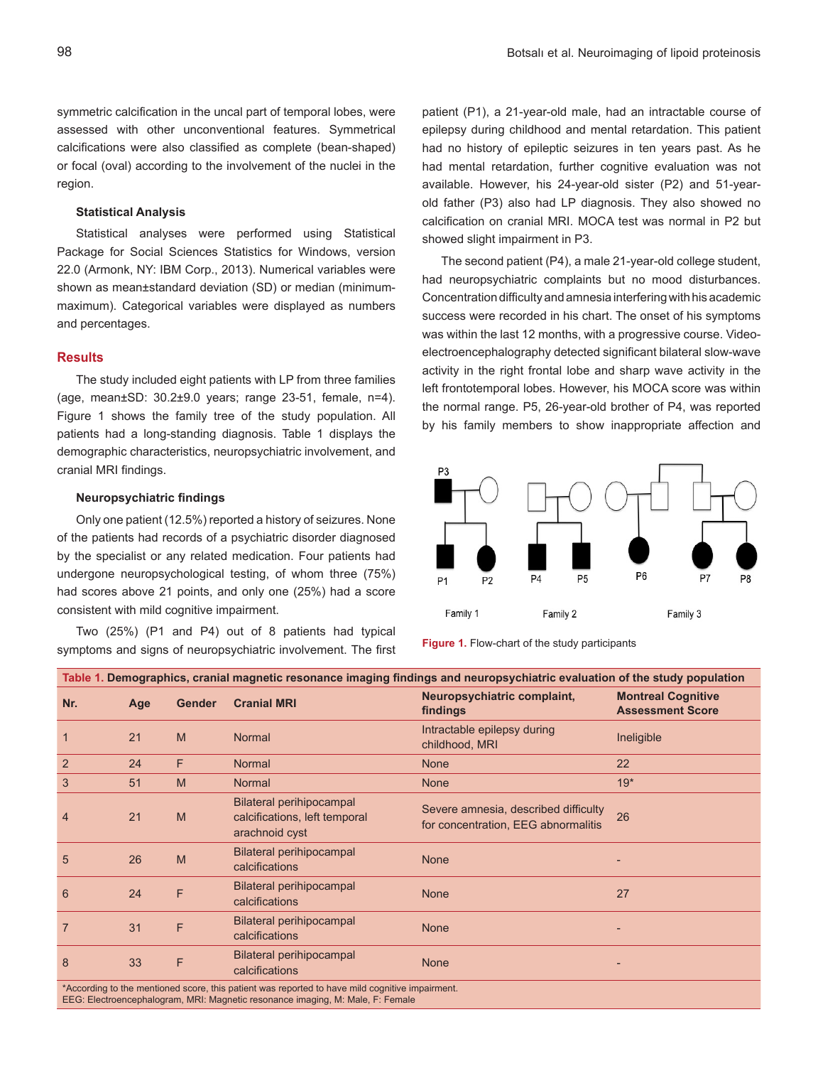symmetric calcification in the uncal part of temporal lobes, were assessed with other unconventional features. Symmetrical calcifications were also classified as complete (bean-shaped) or focal (oval) according to the involvement of the nuclei in the region.

### Statistical Analysis

Statistical analyses were performed using Statistical Package for Social Sciences Statistics for Windows, version 22.0 (Armonk, NY: IBM Corp., 2013). Numerical variables were shown as mean±standard deviation (SD) or median (minimum-maximum). Categorical variables were displayed as numbers and percentages.

## Results

The study included eight patients with LP from three families (age, mean±SD: 30.2±9.0 years; range 23-51, female, n=4). Figure 1 shows the family tree of the study population. All patients had a long-standing diagnosis. Table 1 displays the demographic characteristics, neuropsychiatric involvement, and cranial MRI findings.

### Neuropsychiatric findings

Only one patient (12.5%) reported a history of seizures. None of the patients had records of a psychiatric disorder diagnosed by the specialist or any related medication. Four patients had undergone neuropsychological testing, of whom three (75%) had scores above 21 points, and only one (25%) had a score consistent with mild cognitive impairment.

Two (25%) (P1 and P4) out of 8 patients had typical symptoms and signs of neuropsychiatric involvement. The first patient (P1), a 21-year-old male, had an intractable course of epilepsy during childhood and mental retardation. This patient had no history of epileptic seizures in ten years past. As he had mental retardation, further cognitive evaluation was not available. However, his 24-year-old sister (P2) and 51-year-old father (P3) also had LP diagnosis. They also showed no calcification on cranial MRI. MOCA test was normal in P2 but showed slight impairment in P3.

The second patient (P4), a male 21-year-old college student, had neuropsychiatric complaints but no mood disturbances. Concentration difficulty and amnesia interfering with his academic success were recorded in his chart. The onset of his symptoms was within the last 12 months, with a progressive course. Video-electroencephalography detected significant bilateral slow-wave activity in the right frontal lobe and sharp wave activity in the left frontotemporal lobes. However, his MOCA score was within the normal range. P5, 26-year-old brother of P4, was reported by his family members to show inappropriate affection and

P3

P1 P2 P4 P5 P6 P7 P8

Family 1 Family 2 Family 3

**Figure 1.** Flow-chart of the study participants

**Table 1. Demographics, cranial magnetic resonance imaging findings and neuropsychiatric evaluation of the study population**

| Nr. | Age | Gender | Cranial MRI | Neuropsychiatric complaint, findings | Montreal Cognitive Assessment Score |
|---|---|---|---|---|---|
| 1 | 21 | M | Normal | Intractable epilepsy during childhood, MRI | Ineligible |
| 2 | 24 | F | Normal | None | 22 |
| 3 | 51 | M | Normal | None | 19* |
| 4 | 21 | M | Bilateral perihipocampal calcifications, left temporal arachnoid cyst | Severe amnesia, described difficulty for concentration, EEG abnormalitis | 26 |
| 5 | 26 | M | Bilateral perihipocampal calcifications | None | - |
| 6 | 24 | F | Bilateral perihipocampal calcifications | None | 27 |
| 7 | 31 | F | Bilateral perihipocampal calcifications | None | - |
| 8 | 33 | F | Bilateral perihipocampal calcifications | None | - |

*According to the mentioned score, this patient was reported to have mild cognitive impairment.
EEG: Electroencephalogram, MRI: Magnetic resonance imaging, M: Male, F: Female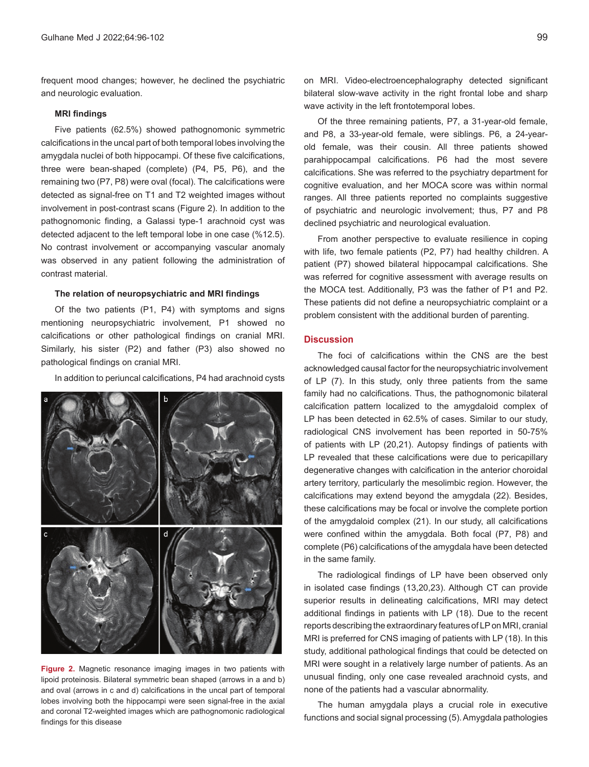frequent mood changes; however, he declined the psychiatric and neurologic evaluation.

### MRI findings

Five patients (62.5%) showed pathognomonic symmetric calcifications in the uncal part of both temporal lobes involving the amygdala nuclei of both hippocampi. Of these five calcifications, three were bean-shaped (complete) (P4, P5, P6), and the remaining two (P7, P8) were oval (focal). The calcifications were detected as signal-free on T1 and T2 weighted images without involvement in post-contrast scans (Figure 2). In addition to the pathognomonic finding, a Galassi type-1 arachnoid cyst was detected adjacent to the left temporal lobe in one case (%12.5). No contrast involvement or accompanying vascular anomaly was observed in any patient following the administration of contrast material.

### The relation of neuropsychiatric and MRI findings

Of the two patients (P1, P4) with symptoms and signs mentioning neuropsychiatric involvement, P1 showed no calcifications or other pathological findings on cranial MRI. Similarly, his sister (P2) and father (P3) also showed no pathological findings on cranial MRI.

In addition to periuncal calcifications, P4 had arachnoid cysts on MRI. Video-electroencephalography detected significant bilateral slow-wave activity in the right frontal lobe and sharp wave activity in the left frontotemporal lobes.

Figure 2. Magnetic resonance imaging images in two patients with lipoid proteinosis. Bilateral symmetric bean shaped (arrows in a and b) and oval (arrows in c and d) calcifications in the uncal part of temporal lobes involving both the hippocampi were seen signal-free in the axial and coronal T2-weighted images which are pathognomonic radiological findings for this disease

Of the three remaining patients, P7, a 31-year-old female, and P8, a 33-year-old female, were siblings. P6, a 24-year-old female, was their cousin. All three patients showed parahippocampal calcifications. P6 had the most severe calcifications. She was referred to the psychiatry department for cognitive evaluation, and her MOCA score was within normal ranges. All three patients reported no complaints suggestive of psychiatric and neurologic involvement; thus, P7 and P8 declined psychiatric and neurological evaluation.

From another perspective to evaluate resilience in coping with life, two female patients (P2, P7) had healthy children. A patient (P7) showed bilateral hippocampal calcifications. She was referred for cognitive assessment with average results on the MOCA test. Additionally, P3 was the father of P1 and P2. These patients did not define a neuropsychiatric complaint or a problem consistent with the additional burden of parenting.

## Discussion

The foci of calcifications within the CNS are the best acknowledged causal factor for the neuropsychiatric involvement of LP (7). In this study, only three patients from the same family had no calcifications. Thus, the pathognomonic bilateral calcification pattern localized to the amygdaloid complex of LP has been detected in 62.5% of cases. Similar to our study, radiological CNS involvement has been reported in 50-75% of patients with LP (20,21). Autopsy findings of patients with LP revealed that these calcifications were due to pericapillary degenerative changes with calcification in the anterior choroidal artery territory, particularly the mesolimbic region. However, the calcifications may extend beyond the amygdala (22). Besides, these calcifications may be focal or involve the complete portion of the amygdaloid complex (21). In our study, all calcifications were confined within the amygdala. Both focal (P7, P8) and complete (P6) calcifications of the amygdala have been detected in the same family.

The radiological findings of LP have been observed only in isolated case findings (13,20,23). Although CT can provide superior results in delineating calcifications, MRI may detect additional findings in patients with LP (18). Due to the recent reports describing the extraordinary features of LP on MRI, cranial MRI is preferred for CNS imaging of patients with LP (18). In this study, additional pathological findings that could be detected on MRI were sought in a relatively large number of patients. As an unusual finding, only one case revealed arachnoid cysts, and none of the patients had a vascular abnormality.

The human amygdala plays a crucial role in executive functions and social signal processing (5). Amygdala pathologies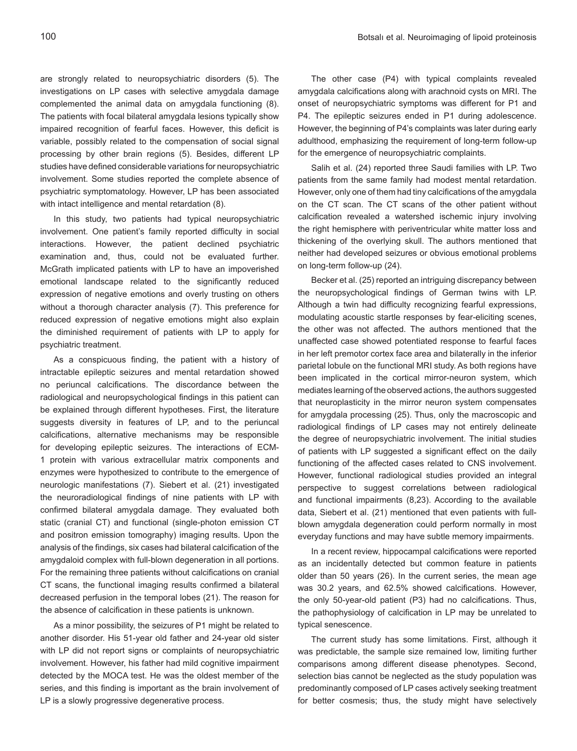are strongly related to neuropsychiatric disorders (5). The investigations on LP cases with selective amygdala damage complemented the animal data on amygdala functioning (8). The patients with focal bilateral amygdala lesions typically show impaired recognition of fearful faces. However, this deficit is variable, possibly related to the compensation of social signal processing by other brain regions (5). Besides, different LP studies have defined considerable variations for neuropsychiatric involvement. Some studies reported the complete absence of psychiatric symptomatology. However, LP has been associated with intact intelligence and mental retardation (8).

In this study, two patients had typical neuropsychiatric involvement. One patient's family reported difficulty in social interactions. However, the patient declined psychiatric examination and, thus, could not be evaluated further. McGrath implicated patients with LP to have an impoverished emotional landscape related to the significantly reduced expression of negative emotions and overly trusting on others without a thorough character analysis (7). This preference for reduced expression of negative emotions might also explain the diminished requirement of patients with LP to apply for psychiatric treatment.

As a conspicuous finding, the patient with a history of intractable epileptic seizures and mental retardation showed no periuncal calcifications. The discordance between the radiological and neuropsychological findings in this patient can be explained through different hypotheses. First, the literature suggests diversity in features of LP, and to the periuncal calcifications, alternative mechanisms may be responsible for developing epileptic seizures. The interactions of ECM-1 protein with various extracellular matrix components and enzymes were hypothesized to contribute to the emergence of neurologic manifestations (7). Siebert et al. (21) investigated the neuroradiological findings of nine patients with LP with confirmed bilateral amygdala damage. They evaluated both static (cranial CT) and functional (single-photon emission CT and positron emission tomography) imaging results. Upon the analysis of the findings, six cases had bilateral calcification of the amygdaloid complex with full-blown degeneration in all portions. For the remaining three patients without calcifications on cranial CT scans, the functional imaging results confirmed a bilateral decreased perfusion in the temporal lobes (21). The reason for the absence of calcification in these patients is unknown.

As a minor possibility, the seizures of P1 might be related to another disorder. His 51-year old father and 24-year old sister with LP did not report signs or complaints of neuropsychiatric involvement. However, his father had mild cognitive impairment detected by the MOCA test. He was the oldest member of the series, and this finding is important as the brain involvement of LP is a slowly progressive degenerative process.

The other case (P4) with typical complaints revealed amygdala calcifications along with arachnoid cysts on MRI. The onset of neuropsychiatric symptoms was different for P1 and P4. The epileptic seizures ended in P1 during adolescence. However, the beginning of P4's complaints was later during early adulthood, emphasizing the requirement of long-term follow-up for the emergence of neuropsychiatric complaints.

Salih et al. (24) reported three Saudi families with LP. Two patients from the same family had modest mental retardation. However, only one of them had tiny calcifications of the amygdala on the CT scan. The CT scans of the other patient without calcification revealed a watershed ischemic injury involving the right hemisphere with periventricular white matter loss and thickening of the overlying skull. The authors mentioned that neither had developed seizures or obvious emotional problems on long-term follow-up (24).

Becker et al. (25) reported an intriguing discrepancy between the neuropsychological findings of German twins with LP. Although a twin had difficulty recognizing fearful expressions, modulating acoustic startle responses by fear-eliciting scenes, the other was not affected. The authors mentioned that the unaffected case showed potentiated response to fearful faces in her left premotor cortex face area and bilaterally in the inferior parietal lobule on the functional MRI study. As both regions have been implicated in the cortical mirror-neuron system, which mediates learning of the observed actions, the authors suggested that neuroplasticity in the mirror neuron system compensates for amygdala processing (25). Thus, only the macroscopic and radiological findings of LP cases may not entirely delineate the degree of neuropsychiatric involvement. The initial studies of patients with LP suggested a significant effect on the daily functioning of the affected cases related to CNS involvement. However, functional radiological studies provided an integral perspective to suggest correlations between radiological and functional impairments (8,23). According to the available data, Siebert et al. (21) mentioned that even patients with full-blown amygdala degeneration could perform normally in most everyday functions and may have subtle memory impairments.

In a recent review, hippocampal calcifications were reported as an incidentally detected but common feature in patients older than 50 years (26). In the current series, the mean age was 30.2 years, and 62.5% showed calcifications. However, the only 50-year-old patient (P3) had no calcifications. Thus, the pathophysiology of calcification in LP may be unrelated to typical senescence.

The current study has some limitations. First, although it was predictable, the sample size remained low, limiting further comparisons among different disease phenotypes. Second, selection bias cannot be neglected as the study population was predominantly composed of LP cases actively seeking treatment for better cosmesis; thus, the study might have selectively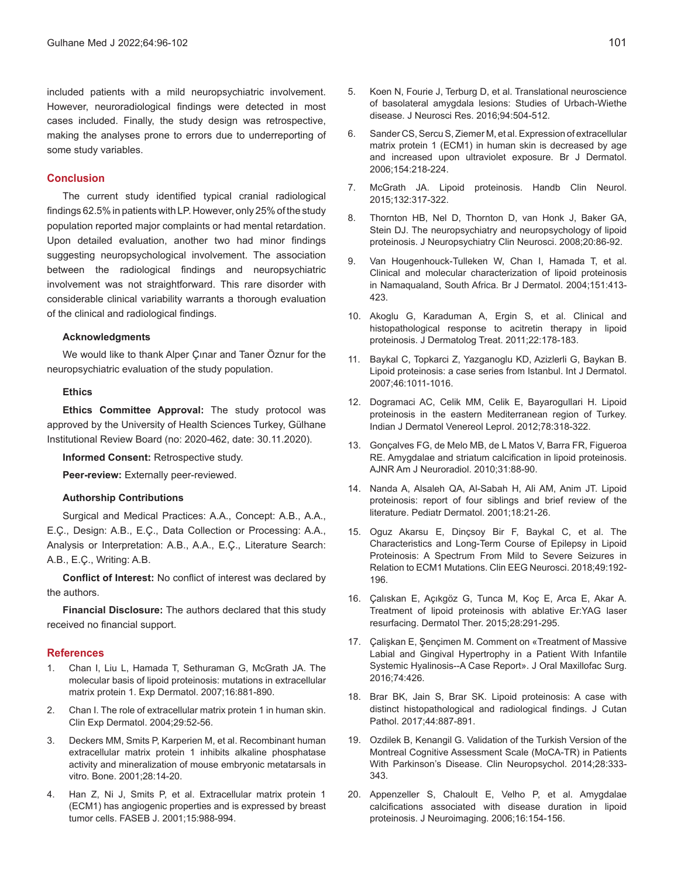included patients with a mild neuropsychiatric involvement. However, neuroradiological findings were detected in most cases included. Finally, the study design was retrospective, making the analyses prone to errors due to underreporting of some study variables.

## Conclusion

The current study identified typical cranial radiological findings 62.5% in patients with LP. However, only 25% of the study population reported major complaints or had mental retardation. Upon detailed evaluation, another two had minor findings suggesting neuropsychological involvement. The association between the radiological findings and neuropsychiatric involvement was not straightforward. This rare disorder with considerable clinical variability warrants a thorough evaluation of the clinical and radiological findings.

### Acknowledgments

We would like to thank Alper Çınar and Taner Öznur for the neuropsychiatric evaluation of the study population.

### Ethics

**Ethics Committee Approval:** The study protocol was approved by the University of Health Sciences Turkey, Gülhane Institutional Review Board (no: 2020-462, date: 30.11.2020).

**Informed Consent:** Retrospective study.

**Peer-review:** Externally peer-reviewed.

### Authorship Contributions

Surgical and Medical Practices: A.A., Concept: A.B., A.A., E.Ç., Design: A.B., E.Ç., Data Collection or Processing: A.A., Analysis or Interpretation: A.B., A.A., E.Ç., Literature Search: A.B., E.Ç., Writing: A.B.

**Conflict of Interest:** No conflict of interest was declared by the authors.

**Financial Disclosure:** The authors declared that this study received no financial support.

## References

1. Chan I, Liu L, Hamada T, Sethuraman G, McGrath JA. The molecular basis of lipoid proteinosis: mutations in extracellular matrix protein 1. Exp Dermatol. 2007;16:881-890.
2. Chan I. The role of extracellular matrix protein 1 in human skin. Clin Exp Dermatol. 2004;29:52-56.
3. Deckers MM, Smits P, Karperien M, et al. Recombinant human extracellular matrix protein 1 inhibits alkaline phosphatase activity and mineralization of mouse embryonic metatarsals in vitro. Bone. 2001;28:14-20.
4. Han Z, Ni J, Smits P, et al. Extracellular matrix protein 1 (ECM1) has angiogenic properties and is expressed by breast tumor cells. FASEB J. 2001;15:988-994.
5. Koen N, Fourie J, Terburg D, et al. Translational neuroscience of basolateral amygdala lesions: Studies of Urbach-Wiethe disease. J Neurosci Res. 2016;94:504-512.
6. Sander CS, Sercu S, Ziemer M, et al. Expression of extracellular matrix protein 1 (ECM1) in human skin is decreased by age and increased upon ultraviolet exposure. Br J Dermatol. 2006;154:218-224.
7. McGrath JA. Lipoid proteinosis. Handb Clin Neurol. 2015;132:317-322.
8. Thornton HB, Nel D, Thornton D, van Honk J, Baker GA, Stein DJ. The neuropsychiatry and neuropsychology of lipoid proteinosis. J Neuropsychiatry Clin Neurosci. 2008;20:86-92.
9. Van Hougenhouck-Tulleken W, Chan I, Hamada T, et al. Clinical and molecular characterization of lipoid proteinosis in Namaqualand, South Africa. Br J Dermatol. 2004;151:413-423.
10. Akoglu G, Karaduman A, Ergin S, et al. Clinical and histopathological response to acitretin therapy in lipoid proteinosis. J Dermatolog Treat. 2011;22:178-183.
11. Baykal C, Topkarci Z, Yazganoglu KD, Azizlerli G, Baykan B. Lipoid proteinosis: a case series from Istanbul. Int J Dermatol. 2007;46:1011-1016.
12. Dogramaci AC, Celik MM, Celik E, Bayarogullari H. Lipoid proteinosis in the eastern Mediterranean region of Turkey. Indian J Dermatol Venereol Leprol. 2012;78:318-322.
13. Gonçalves FG, de Melo MB, de L Matos V, Barra FR, Figueroa RE. Amygdalae and striatum calcification in lipoid proteinosis. AJNR Am J Neuroradiol. 2010;31:88-90.
14. Nanda A, Alsaleh QA, Al-Sabah H, Ali AM, Anim JT. Lipoid proteinosis: report of four siblings and brief review of the literature. Pediatr Dermatol. 2001;18:21-26.
15. Oguz Akarsu E, Dinçsoy Bir F, Baykal C, et al. The Characteristics and Long-Term Course of Epilepsy in Lipoid Proteinosis: A Spectrum From Mild to Severe Seizures in Relation to ECM1 Mutations. Clin EEG Neurosci. 2018;49:192-196.
16. Çalıskan E, Açıkgöz G, Tunca M, Koç E, Arca E, Akar A. Treatment of lipoid proteinosis with ablative Er:YAG laser resurfacing. Dermatol Ther. 2015;28:291-295.
17. Çalişkan E, Şençimen M. Comment on «Treatment of Massive Labial and Gingival Hypertrophy in a Patient With Infantile Systemic Hyalinosis--A Case Report». J Oral Maxillofac Surg. 2016;74:426.
18. Brar BK, Jain S, Brar SK. Lipoid proteinosis: A case with distinct histopathological and radiological findings. J Cutan Pathol. 2017;44:887-891.
19. Ozdilek B, Kenangil G. Validation of the Turkish Version of the Montreal Cognitive Assessment Scale (MoCA-TR) in Patients With Parkinson's Disease. Clin Neuropsychol. 2014;28:333-343.
20. Appenzeller S, Chaloult E, Velho P, et al. Amygdalae calcifications associated with disease duration in lipoid proteinosis. J Neuroimaging. 2006;16:154-156.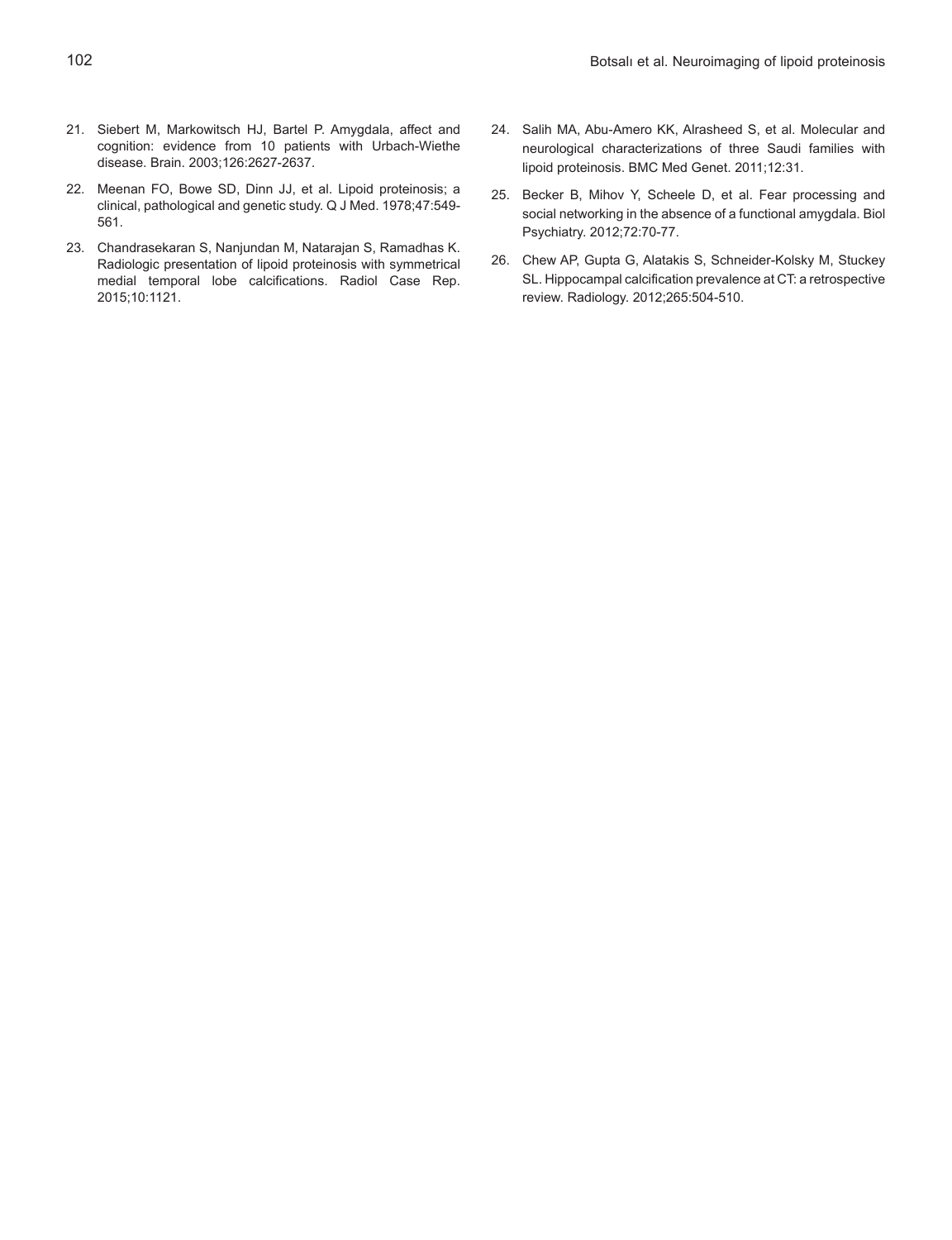21. Siebert M, Markowitsch HJ, Bartel P. Amygdala, affect and cognition: evidence from 10 patients with Urbach-Wiethe disease. Brain. 2003;126:2627-2637.
22. Meenan FO, Bowe SD, Dinn JJ, et al. Lipoid proteinosis; a clinical, pathological and genetic study. Q J Med. 1978;47:549-561.
23. Chandrasekaran S, Nanjundan M, Natarajan S, Ramadhas K. Radiologic presentation of lipoid proteinosis with symmetrical medial temporal lobe calcifications. Radiol Case Rep. 2015;10:1121.
24. Salih MA, Abu-Amero KK, Alrasheed S, et al. Molecular and neurological characterizations of three Saudi families with lipoid proteinosis. BMC Med Genet. 2011;12:31.
25. Becker B, Mihov Y, Scheele D, et al. Fear processing and social networking in the absence of a functional amygdala. Biol Psychiatry. 2012;72:70-77.
26. Chew AP, Gupta G, Alatakis S, Schneider-Kolsky M, Stuckey SL. Hippocampal calcification prevalence at CT: a retrospective review. Radiology. 2012;265:504-510.